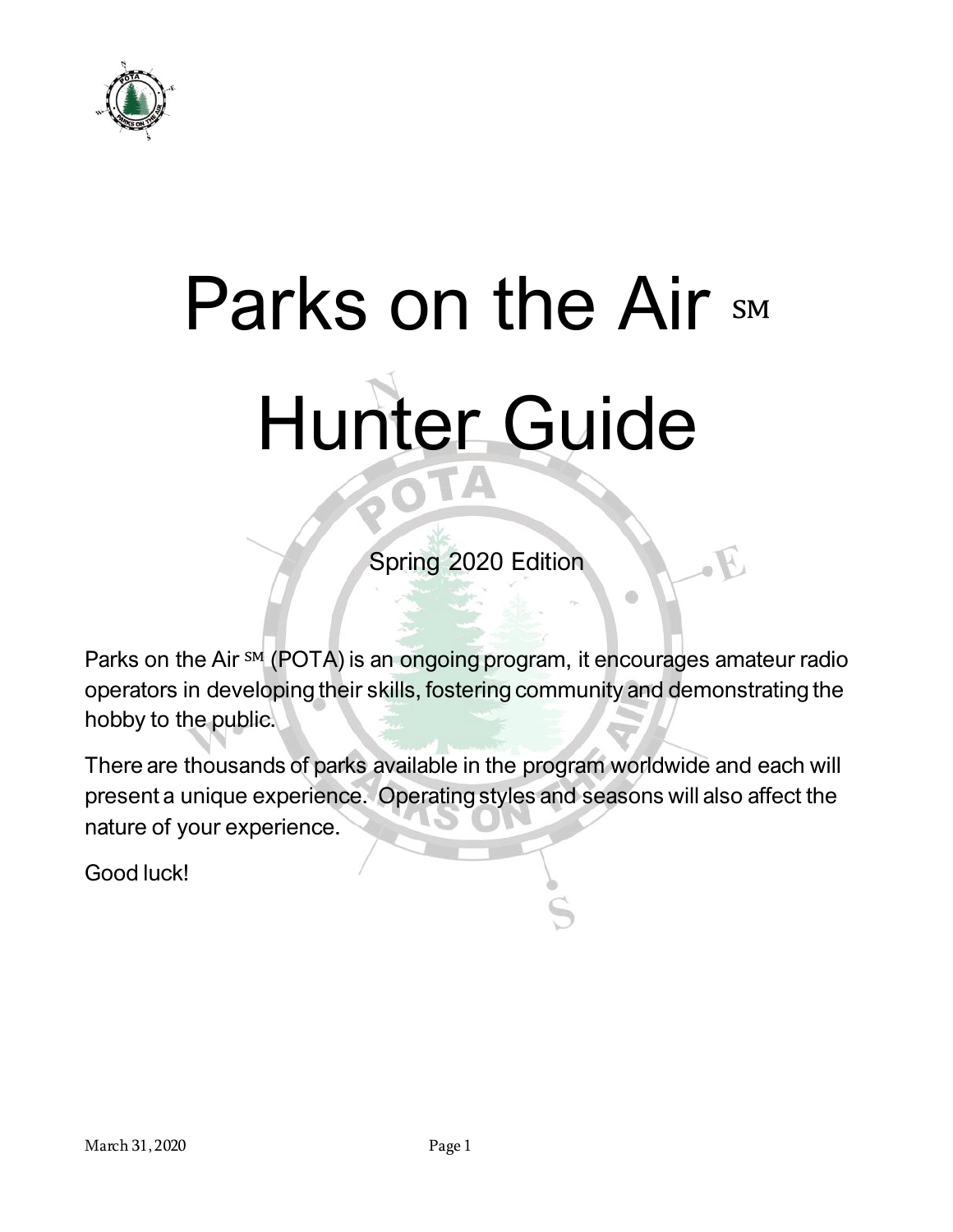# Parks on the Air ℠ Hunter Guide

Spring 2020 Edition

Parks on the Air ℠ (POTA) is an ongoing program, it encourages amateur radio operators in developing their skills, fostering community and demonstrating the hobby to the public.

There are thousands of parks available in the program worldwide and each will present a unique experience. Operating styles and seasons will also affect the nature of your experience.

Good luck!

March 31, 2020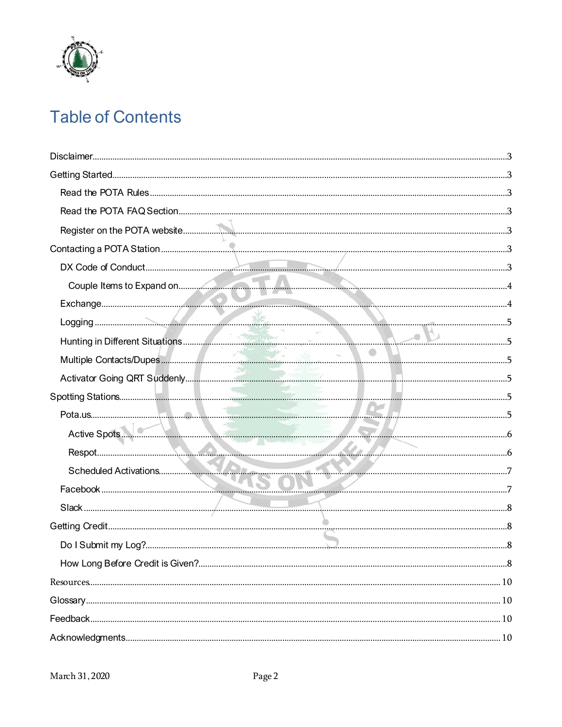# Table of Contents

- Disclaimer ..... 3
- Getting Started ..... 3
  - Read the POTA Rules ..... 3
  - Read the POTA FAQ Section ..... 3
  - Register on the POTA website ..... 3
- Contacting a POTA Station ..... 3
  - DX Code of Conduct ..... 3
    - Couple Items to Expand on ..... 4
  - Exchange ..... 4
  - Logging ..... 5
  - Hunting in Different Situations ..... 5
  - Multiple Contacts/Dupes ..... 5
  - Activator Going QRT Suddenly ..... 5
- Spotting Stations ..... 5
  - Pota.us ..... 5
    - Active Spots ..... 6
    - Respot ..... 6
    - Scheduled Activations ..... 7
  - Facebook ..... 7
  - Slack ..... 8
- Getting Credit ..... 8
  - Do I Submit my Log? ..... 8
  - How Long Before Credit is Given? ..... 8
- Resources ..... 10
- Glossary ..... 10
- Feedback ..... 10
- Acknowledgments ..... 10

March 31, 2020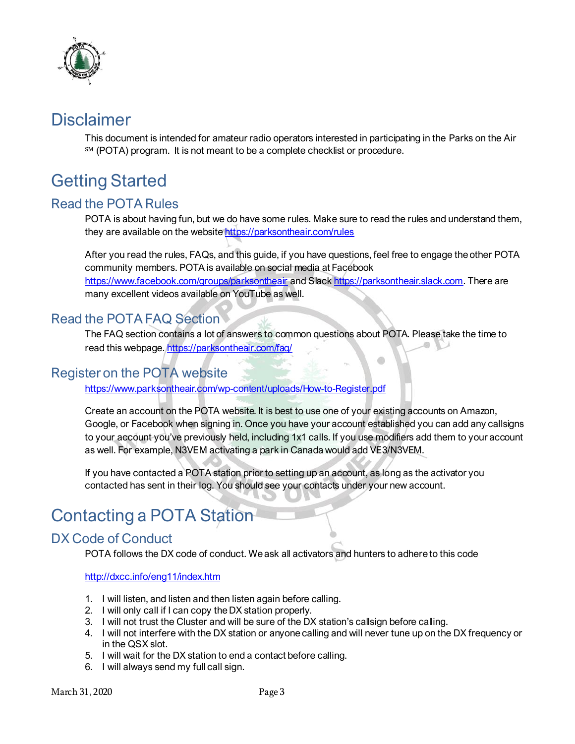# Disclaimer

This document is intended for amateur radio operators interested in participating in the Parks on the Air ℠ (POTA) program. It is not meant to be a complete checklist or procedure.

# Getting Started

## Read the POTA Rules

POTA is about having fun, but we do have some rules. Make sure to read the rules and understand them, they are available on the website https://parksontheair.com/rules

After you read the rules, FAQs, and this guide, if you have questions, feel free to engage the other POTA community members. POTA is available on social media at Facebook https://www.facebook.com/groups/parksontheair and Slack https://parksontheair.slack.com. There are many excellent videos available on YouTube as well.

## Read the POTA FAQ Section

The FAQ section contains a lot of answers to common questions about POTA. Please take the time to read this webpage. https://parksontheair.com/faq/

## Register on the POTA website

https://www.parksontheair.com/wp-content/uploads/How-to-Register.pdf

Create an account on the POTA website. It is best to use one of your existing accounts on Amazon, Google, or Facebook when signing in. Once you have your account established you can add any callsigns to your account you've previously held, including 1x1 calls. If you use modifiers add them to your account as well. For example, N3VEM activating a park in Canada would add VE3/N3VEM.

If you have contacted a POTA station prior to setting up an account, as long as the activator you contacted has sent in their log. You should see your contacts under your new account.

# Contacting a POTA Station

## DX Code of Conduct

POTA follows the DX code of conduct. We ask all activators and hunters to adhere to this code

http://dxcc.info/eng11/index.htm

1. I will listen, and listen and then listen again before calling.
2. I will only call if I can copy the DX station properly.
3. I will not trust the Cluster and will be sure of the DX station's callsign before calling.
4. I will not interfere with the DX station or anyone calling and will never tune up on the DX frequency or in the QSX slot.
5. I will wait for the DX station to end a contact before calling.
6. I will always send my full call sign.

March 31, 2020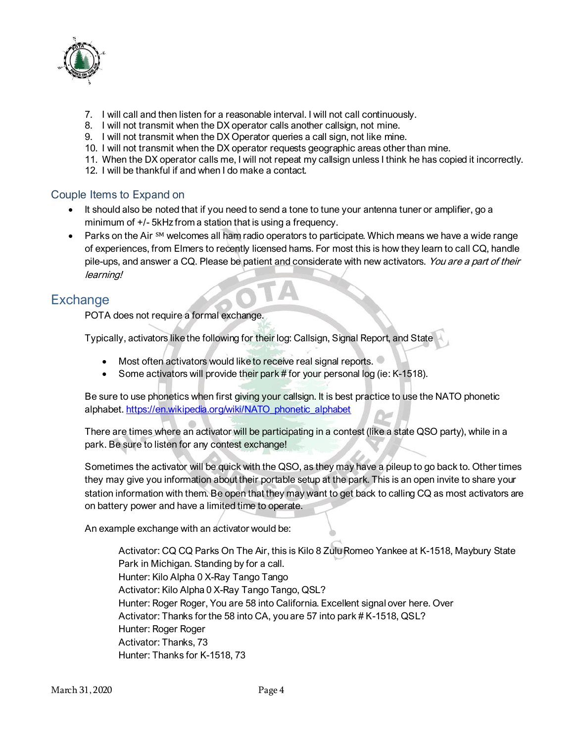7. I will call and then listen for a reasonable interval. I will not call continuously.
8. I will not transmit when the DX operator calls another callsign, not mine.
9. I will not transmit when the DX Operator queries a call sign, not like mine.
10. I will not transmit when the DX operator requests geographic areas other than mine.
11. When the DX operator calls me, I will not repeat my callsign unless I think he has copied it incorrectly.
12. I will be thankful if and when I do make a contact.

### Couple Items to Expand on

- It should also be noted that if you need to send a tone to tune your antenna tuner or amplifier, go a minimum of +/- 5kHz from a station that is using a frequency.
- Parks on the Air ℠ welcomes all ham radio operators to participate. Which means we have a wide range of experiences, from Elmers to recently licensed hams. For most this is how they learn to call CQ, handle pile-ups, and answer a CQ. Please be patient and considerate with new activators. *You are a part of their learning!*

## Exchange

POTA does not require a formal exchange.

Typically, activators like the following for their log: Callsign, Signal Report, and State

- Most often activators would like to receive real signal reports.
- Some activators will provide their park # for your personal log (ie: K-1518).

Be sure to use phonetics when first giving your callsign. It is best practice to use the NATO phonetic alphabet. https://en.wikipedia.org/wiki/NATO_phonetic_alphabet

There are times where an activator will be participating in a contest (like a state QSO party), while in a park. Be sure to listen for any contest exchange!

Sometimes the activator will be quick with the QSO, as they may have a pileup to go back to. Other times they may give you information about their portable setup at the park. This is an open invite to share your station information with them. Be open that they may want to get back to calling CQ as most activators are on battery power and have a limited time to operate.

An example exchange with an activator would be:

> Activator: CQ CQ Parks On The Air, this is Kilo 8 Zulu Romeo Yankee at K-1518, Maybury State Park in Michigan. Standing by for a call.
> Hunter: Kilo Alpha 0 X-Ray Tango Tango
> Activator: Kilo Alpha 0 X-Ray Tango Tango, QSL?
> Hunter: Roger Roger, You are 58 into California. Excellent signal over here. Over
> Activator: Thanks for the 58 into CA, you are 57 into park # K-1518, QSL?
> Hunter: Roger Roger
> Activator: Thanks, 73
> Hunter: Thanks for K-1518, 73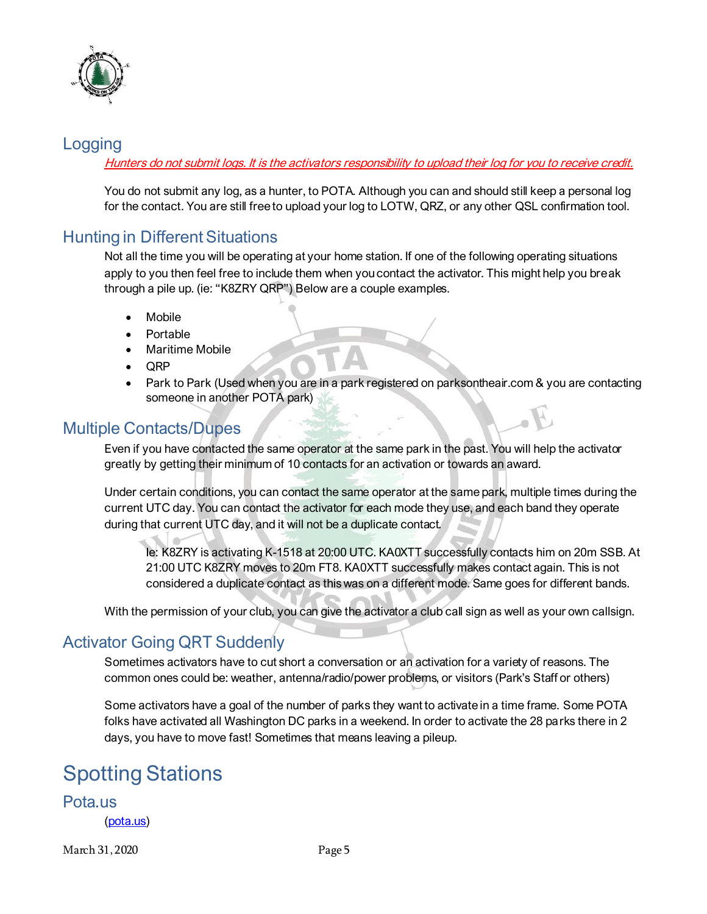## Logging

*Hunters do not submit logs. It is the activators responsibility to upload their log for you to receive credit.*

You do not submit any log, as a hunter, to POTA. Although you can and should still keep a personal log for the contact. You are still free to upload your log to LOTW, QRZ, or any other QSL confirmation tool.

## Hunting in Different Situations

Not all the time you will be operating at your home station. If one of the following operating situations apply to you then feel free to include them when you contact the activator. This might help you break through a pile up. (ie: "K8ZRY QRP") Below are a couple examples.

- Mobile
- Portable
- Maritime Mobile
- QRP
- Park to Park (Used when you are in a park registered on parksontheair.com & you are contacting someone in another POTA park)

## Multiple Contacts/Dupes

Even if you have contacted the same operator at the same park in the past. You will help the activator greatly by getting their minimum of 10 contacts for an activation or towards an award.

Under certain conditions, you can contact the same operator at the same park, multiple times during the current UTC day. You can contact the activator for each mode they use, and each band they operate during that current UTC day, and it will not be a duplicate contact.

> Ie: K8ZRY is activating K-1518 at 20:00 UTC. KA0XTT successfully contacts him on 20m SSB. At 21:00 UTC K8ZRY moves to 20m FT8. KA0XTT successfully makes contact again. This is not considered a duplicate contact as this was on a different mode. Same goes for different bands.

With the permission of your club, you can give the activator a club call sign as well as your own callsign.

## Activator Going QRT Suddenly

Sometimes activators have to cut short a conversation or an activation for a variety of reasons. The common ones could be: weather, antenna/radio/power problems, or visitors (Park's Staff or others)

Some activators have a goal of the number of parks they want to activate in a time frame. Some POTA folks have activated all Washington DC parks in a weekend. In order to activate the 28 parks there in 2 days, you have to move fast! Sometimes that means leaving a pileup.

# Spotting Stations

## Pota.us

(pota.us)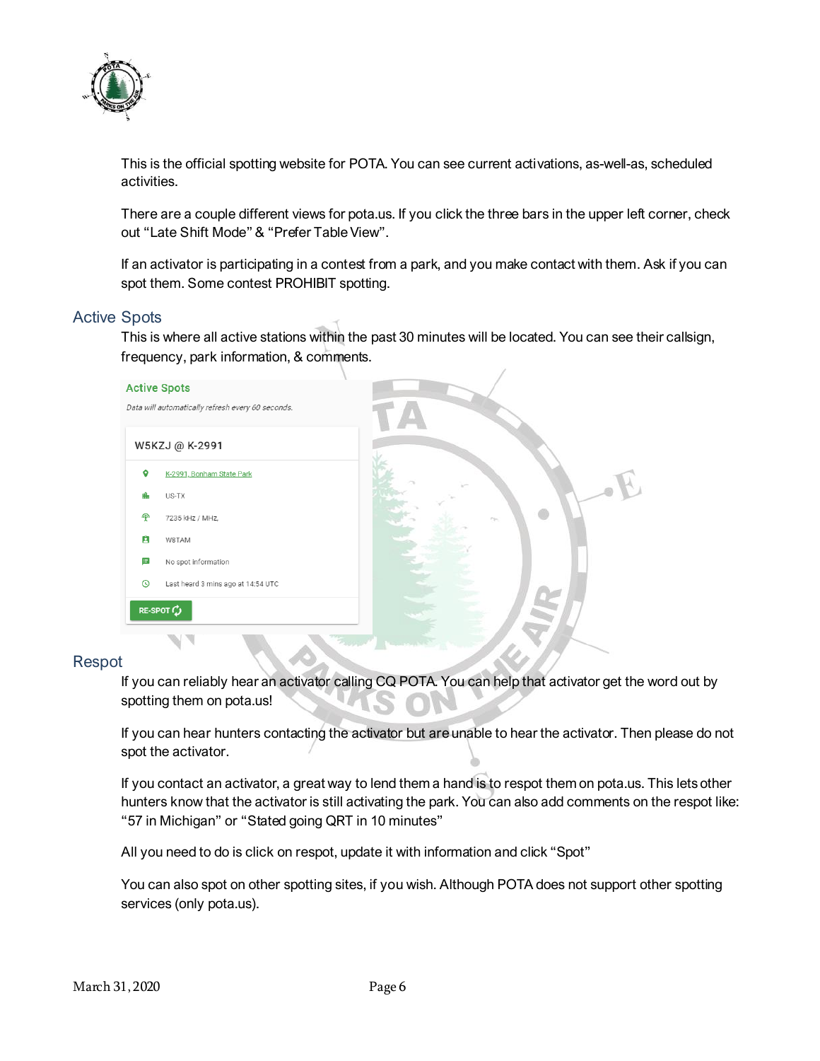This is the official spotting website for POTA. You can see current activations, as-well-as, scheduled activities.

There are a couple different views for pota.us. If you click the three bars in the upper left corner, check out "Late Shift Mode" & "Prefer Table View".

If an activator is participating in a contest from a park, and you make contact with them. Ask if you can spot them. Some contest PROHIBIT spotting.

## Active Spots

This is where all active stations within the past 30 minutes will be located. You can see their callsign, frequency, park information, & comments.

## Respot

If you can reliably hear an activator calling CQ POTA. You can help that activator get the word out by spotting them on pota.us!

If you can hear hunters contacting the activator but are unable to hear the activator. Then please do not spot the activator.

If you contact an activator, a great way to lend them a hand is to respot them on pota.us. This lets other hunters know that the activator is still activating the park. You can also add comments on the respot like: "57 in Michigan" or "Stated going QRT in 10 minutes"

All you need to do is click on respot, update it with information and click "Spot"

You can also spot on other spotting sites, if you wish. Although POTA does not support other spotting services (only pota.us).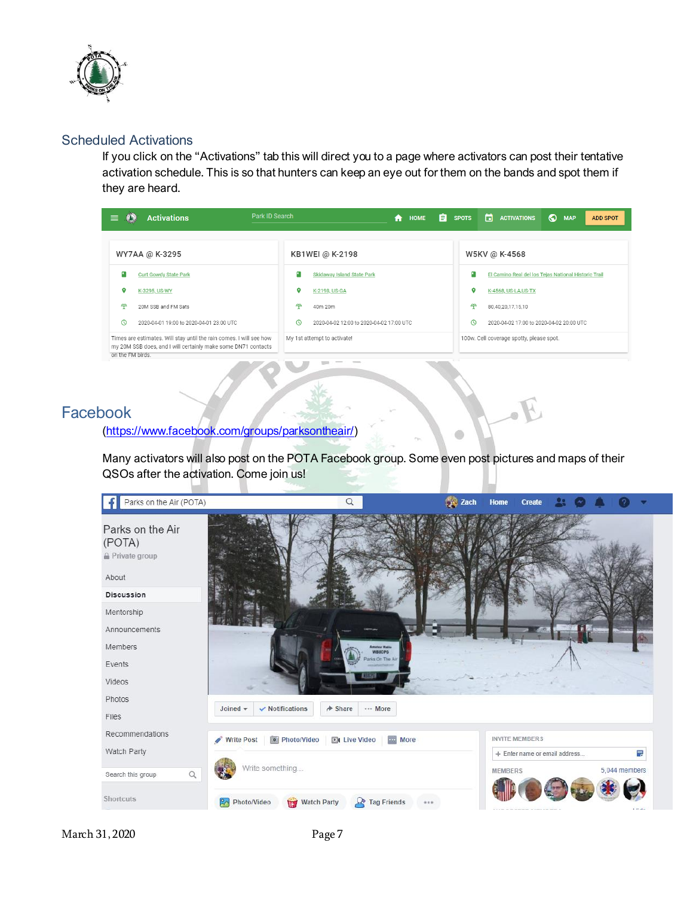## Scheduled Activations

If you click on the “Activations” tab this will direct you to a page where activators can post their tentative activation schedule. This is so that hunters can keep an eye out for them on the bands and spot them if they are heard.

## Facebook

(https://www.facebook.com/groups/parksontheair/)

Many activators will also post on the POTA Facebook group. Some even post pictures and maps of their QSOs after the activation. Come join us!

March 31, 2020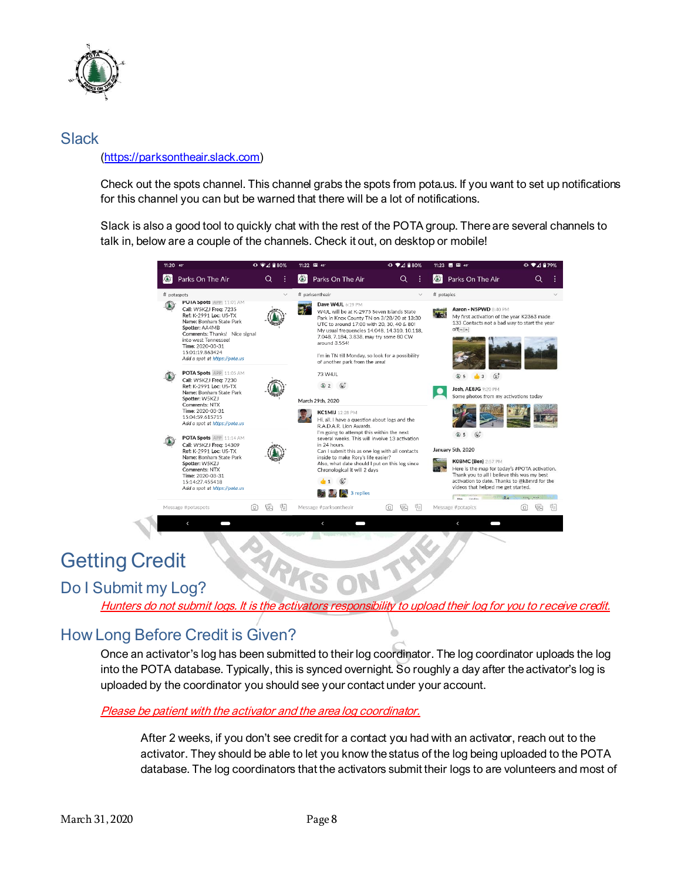## Slack

(https://parksontheair.slack.com)

Check out the spots channel. This channel grabs the spots from pota.us. If you want to set up notifications for this channel you can but be warned that there will be a lot of notifications.

Slack is also a good tool to quickly chat with the rest of the POTA group. There are several channels to talk in, below are a couple of the channels. Check it out, on desktop or mobile!

# Getting Credit

## Do I Submit my Log?

*Hunters do not submit logs. It is the activators responsibility to upload their log for you to receive credit.*

## How Long Before Credit is Given?

Once an activator's log has been submitted to their log coordinator. The log coordinator uploads the log into the POTA database. Typically, this is synced overnight. So roughly a day after the activator's log is uploaded by the coordinator you should see your contact under your account.

*Please be patient with the activator and the area log coordinator.*

After 2 weeks, if you don't see credit for a contact you had with an activator, reach out to the activator. They should be able to let you know the status of the log being uploaded to the POTA database. The log coordinators that the activators submit their logs to are volunteers and most of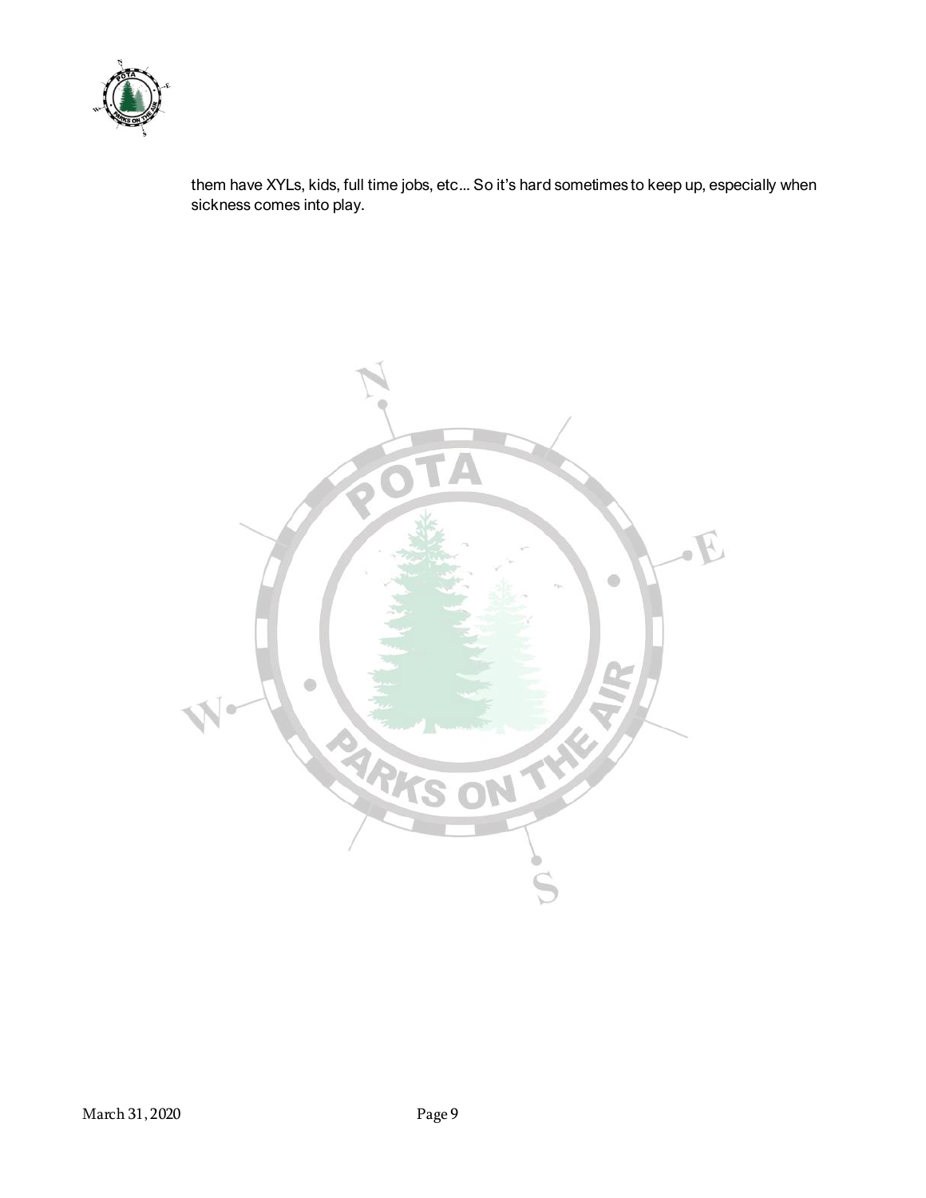them have XYLs, kids, full time jobs, etc... So it's hard sometimes to keep up, especially when sickness comes into play.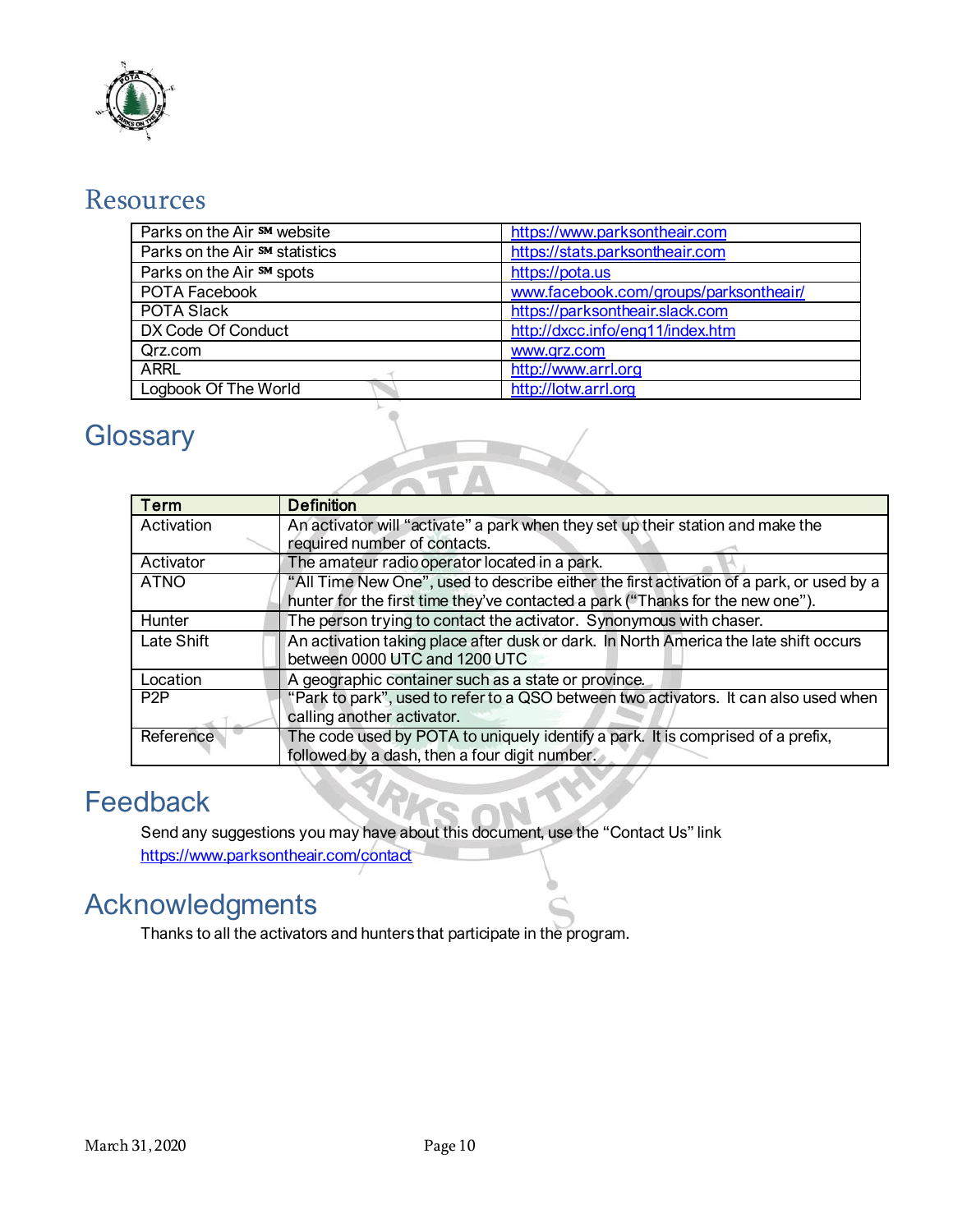## Resources

| | |
|---|---|
| Parks on the Air ℠ website | https://www.parksontheair.com |
| Parks on the Air ℠ statistics | https://stats.parksontheair.com |
| Parks on the Air ℠ spots | https://pota.us |
| POTA Facebook | www.facebook.com/groups/parksontheair/ |
| POTA Slack | https://parksontheair.slack.com |
| DX Code Of Conduct | http://dxcc.info/eng11/index.htm |
| Qrz.com | www.qrz.com |
| ARRL | http://www.arrl.org |
| Logbook Of The World | http://lotw.arrl.org |

# Glossary

| Term | Definition |
|---|---|
| Activation | An activator will "activate" a park when they set up their station and make the required number of contacts. |
| Activator | The amateur radio operator located in a park. |
| ATNO | "All Time New One", used to describe either the first activation of a park, or used by a hunter for the first time they've contacted a park ("Thanks for the new one"). |
| Hunter | The person trying to contact the activator. Synonymous with chaser. |
| Late Shift | An activation taking place after dusk or dark. In North America the late shift occurs between 0000 UTC and 1200 UTC |
| Location | A geographic container such as a state or province. |
| P2P | "Park to park", used to refer to a QSO between two activators. It can also used when calling another activator. |
| Reference | The code used by POTA to uniquely identify a park. It is comprised of a prefix, followed by a dash, then a four digit number. |

# Feedback

Send any suggestions you may have about this document, use the "Contact Us" link https://www.parksontheair.com/contact

# Acknowledgments

Thanks to all the activators and hunters that participate in the program.